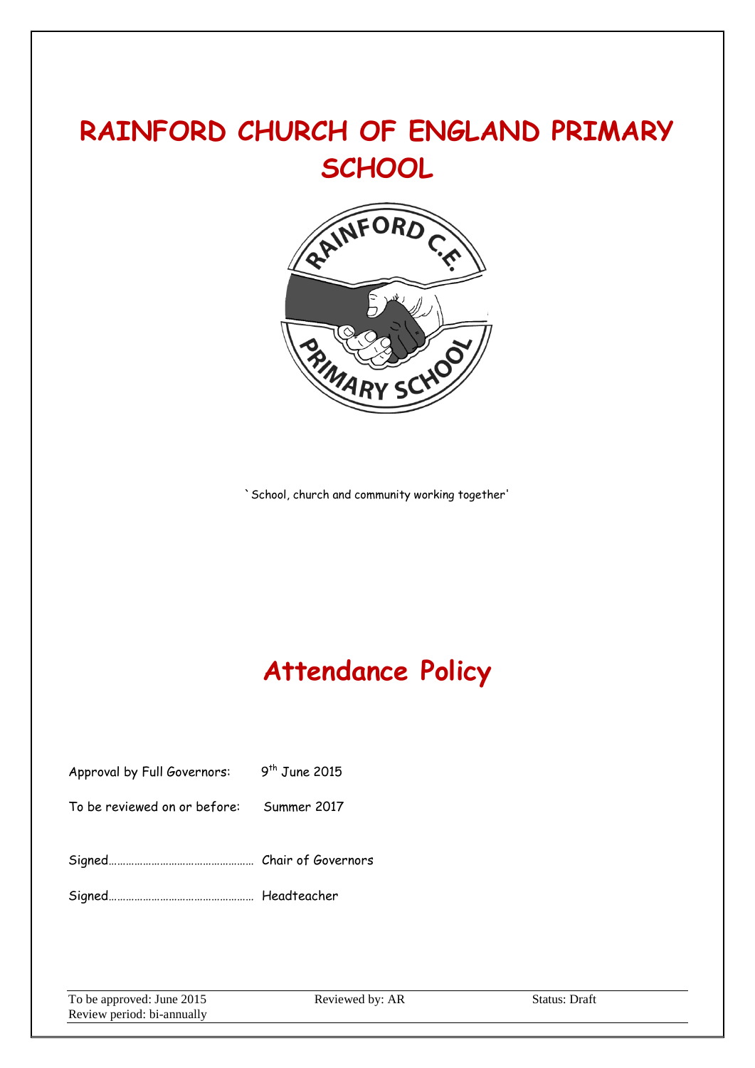# RAINFORD CHURCH OF ENGLAND PRIMARY SCHOOL

`School, church and community working together'

# Attendance Policy

Approval by Full Governors: 9th June 2015

To be reviewed on or before: Summer 2017

Signed…………………………………………… Chair of Governors

Signed…………………………………………… Headteacher

| To be approved: June 2015 | Reviewed by: AR | Status: Draft |
|---|---|---|
| Review period: bi-annually | | |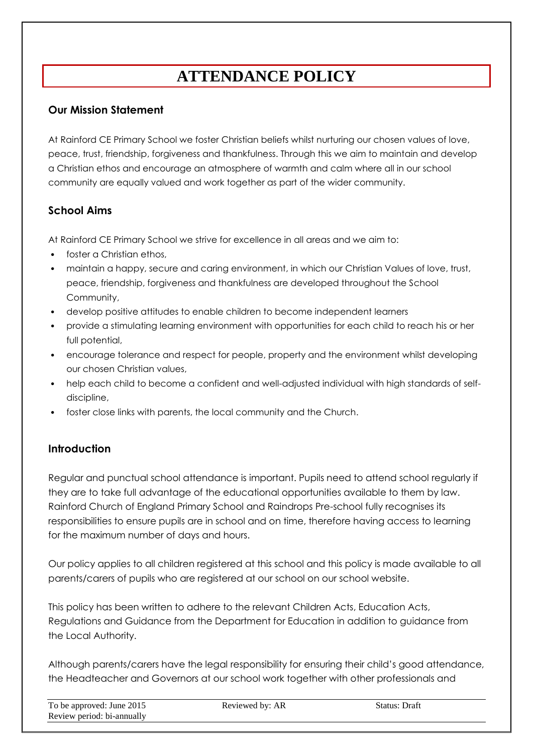# ATTENDANCE POLICY

## Our Mission Statement

At Rainford CE Primary School we foster Christian beliefs whilst nurturing our chosen values of love, peace, trust, friendship, forgiveness and thankfulness. Through this we aim to maintain and develop a Christian ethos and encourage an atmosphere of warmth and calm where all in our school community are equally valued and work together as part of the wider community.

## School Aims

At Rainford CE Primary School we strive for excellence in all areas and we aim to:

- foster a Christian ethos,
- maintain a happy, secure and caring environment, in which our Christian Values of love, trust, peace, friendship, forgiveness and thankfulness are developed throughout the School Community,
- develop positive attitudes to enable children to become independent learners
- provide a stimulating learning environment with opportunities for each child to reach his or her full potential,
- encourage tolerance and respect for people, property and the environment whilst developing our chosen Christian values,
- help each child to become a confident and well-adjusted individual with high standards of self-discipline,
- foster close links with parents, the local community and the Church.

## Introduction

Regular and punctual school attendance is important. Pupils need to attend school regularly if they are to take full advantage of the educational opportunities available to them by law. Rainford Church of England Primary School and Raindrops Pre-school fully recognises its responsibilities to ensure pupils are in school and on time, therefore having access to learning for the maximum number of days and hours.

Our policy applies to all children registered at this school and this policy is made available to all parents/carers of pupils who are registered at our school on our school website.

This policy has been written to adhere to the relevant Children Acts, Education Acts, Regulations and Guidance from the Department for Education in addition to guidance from the Local Authority.

Although parents/carers have the legal responsibility for ensuring their child's good attendance, the Headteacher and Governors at our school work together with other professionals and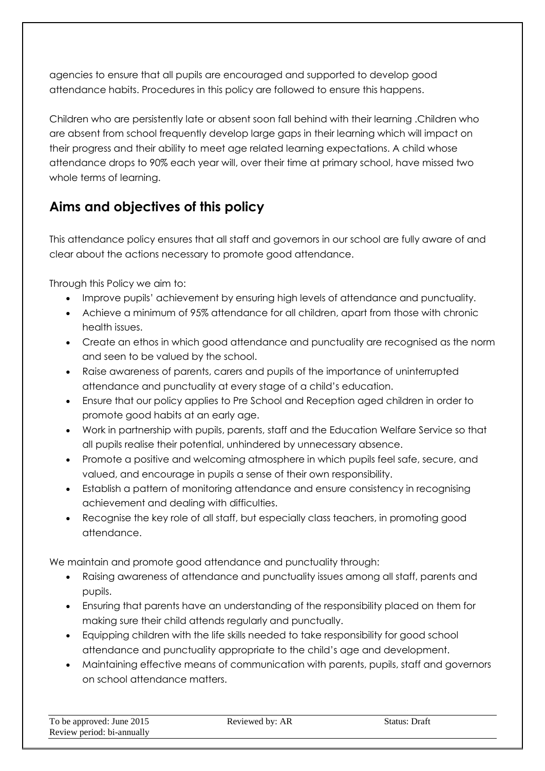agencies to ensure that all pupils are encouraged and supported to develop good attendance habits. Procedures in this policy are followed to ensure this happens.

Children who are persistently late or absent soon fall behind with their learning .Children who are absent from school frequently develop large gaps in their learning which will impact on their progress and their ability to meet age related learning expectations. A child whose attendance drops to 90% each year will, over their time at primary school, have missed two whole terms of learning.

## Aims and objectives of this policy

This attendance policy ensures that all staff and governors in our school are fully aware of and clear about the actions necessary to promote good attendance.

Through this Policy we aim to:

- Improve pupils' achievement by ensuring high levels of attendance and punctuality.
- Achieve a minimum of 95% attendance for all children, apart from those with chronic health issues.
- Create an ethos in which good attendance and punctuality are recognised as the norm and seen to be valued by the school.
- Raise awareness of parents, carers and pupils of the importance of uninterrupted attendance and punctuality at every stage of a child's education.
- Ensure that our policy applies to Pre School and Reception aged children in order to promote good habits at an early age.
- Work in partnership with pupils, parents, staff and the Education Welfare Service so that all pupils realise their potential, unhindered by unnecessary absence.
- Promote a positive and welcoming atmosphere in which pupils feel safe, secure, and valued, and encourage in pupils a sense of their own responsibility.
- Establish a pattern of monitoring attendance and ensure consistency in recognising achievement and dealing with difficulties.
- Recognise the key role of all staff, but especially class teachers, in promoting good attendance.

We maintain and promote good attendance and punctuality through:

- Raising awareness of attendance and punctuality issues among all staff, parents and pupils.
- Ensuring that parents have an understanding of the responsibility placed on them for making sure their child attends regularly and punctually.
- Equipping children with the life skills needed to take responsibility for good school attendance and punctuality appropriate to the child's age and development.
- Maintaining effective means of communication with parents, pupils, staff and governors on school attendance matters.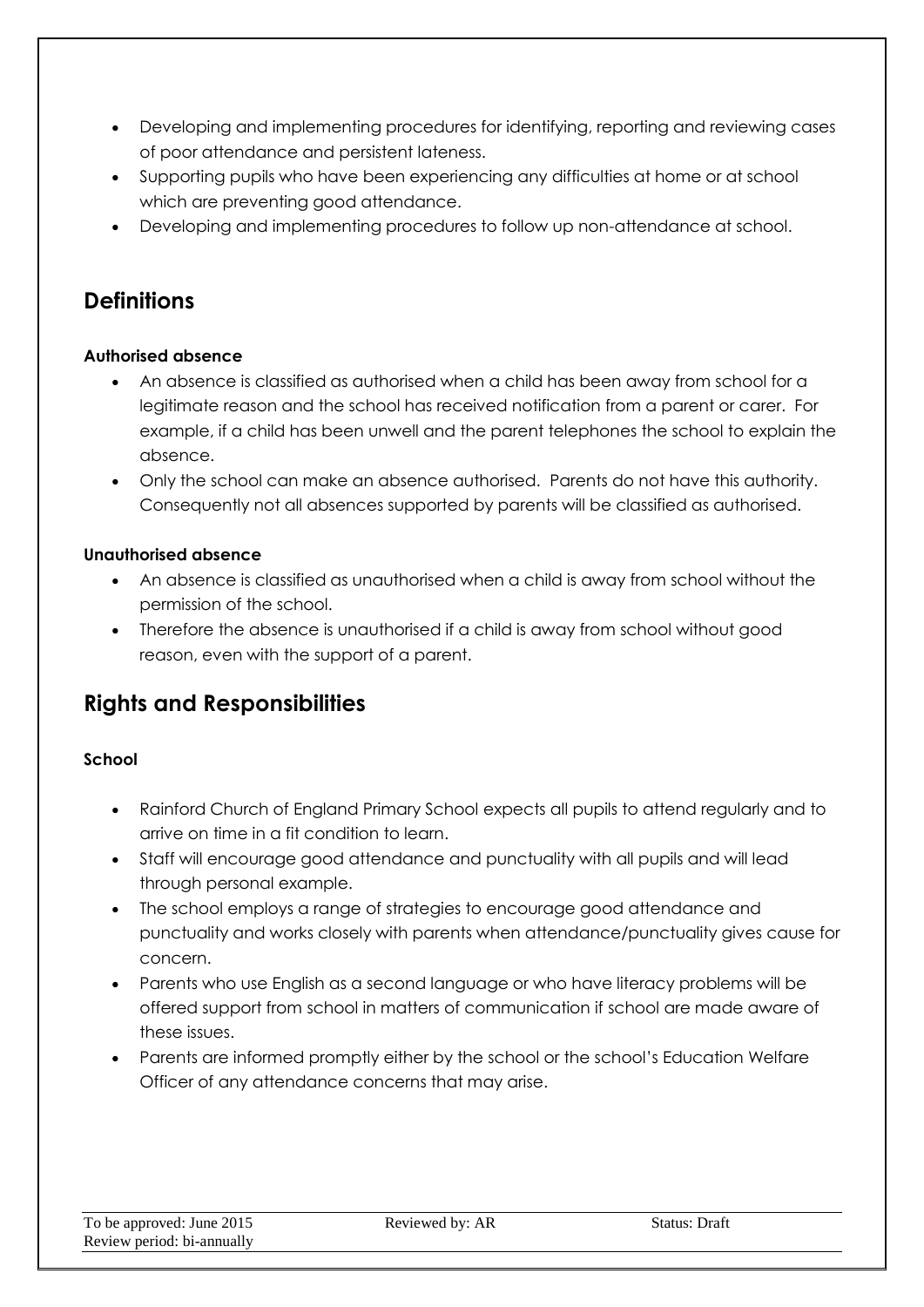- Developing and implementing procedures for identifying, reporting and reviewing cases of poor attendance and persistent lateness.
- Supporting pupils who have been experiencing any difficulties at home or at school which are preventing good attendance.
- Developing and implementing procedures to follow up non-attendance at school.

## Definitions

**Authorised absence**

- An absence is classified as authorised when a child has been away from school for a legitimate reason and the school has received notification from a parent or carer. For example, if a child has been unwell and the parent telephones the school to explain the absence.
- Only the school can make an absence authorised. Parents do not have this authority. Consequently not all absences supported by parents will be classified as authorised.

**Unauthorised absence**

- An absence is classified as unauthorised when a child is away from school without the permission of the school.
- Therefore the absence is unauthorised if a child is away from school without good reason, even with the support of a parent.

## Rights and Responsibilities

**School**

- Rainford Church of England Primary School expects all pupils to attend regularly and to arrive on time in a fit condition to learn.
- Staff will encourage good attendance and punctuality with all pupils and will lead through personal example.
- The school employs a range of strategies to encourage good attendance and punctuality and works closely with parents when attendance/punctuality gives cause for concern.
- Parents who use English as a second language or who have literacy problems will be offered support from school in matters of communication if school are made aware of these issues.
- Parents are informed promptly either by the school or the school's Education Welfare Officer of any attendance concerns that may arise.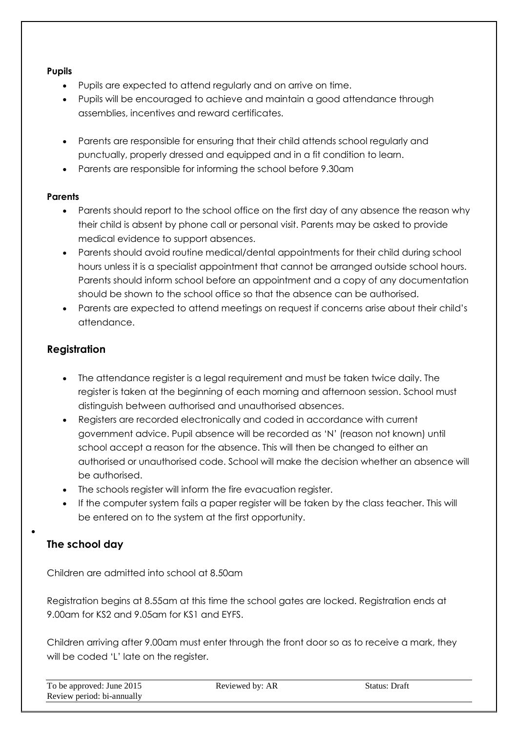**Pupils**

- Pupils are expected to attend regularly and on arrive on time.
- Pupils will be encouraged to achieve and maintain a good attendance through assemblies, incentives and reward certificates.

- Parents are responsible for ensuring that their child attends school regularly and punctually, properly dressed and equipped and in a fit condition to learn.
- Parents are responsible for informing the school before 9.30am

**Parents**

- Parents should report to the school office on the first day of any absence the reason why their child is absent by phone call or personal visit. Parents may be asked to provide medical evidence to support absences.
- Parents should avoid routine medical/dental appointments for their child during school hours unless it is a specialist appointment that cannot be arranged outside school hours. Parents should inform school before an appointment and a copy of any documentation should be shown to the school office so that the absence can be authorised.
- Parents are expected to attend meetings on request if concerns arise about their child's attendance.

## Registration

- The attendance register is a legal requirement and must be taken twice daily. The register is taken at the beginning of each morning and afternoon session. School must distinguish between authorised and unauthorised absences.
- Registers are recorded electronically and coded in accordance with current government advice. Pupil absence will be recorded as 'N' (reason not known) until school accept a reason for the absence. This will then be changed to either an authorised or unauthorised code. School will make the decision whether an absence will be authorised.
- The schools register will inform the fire evacuation register.
- If the computer system fails a paper register will be taken by the class teacher. This will be entered on to the system at the first opportunity.

## The school day

Children are admitted into school at 8.50am

Registration begins at 8.55am at this time the school gates are locked. Registration ends at 9.00am for KS2 and 9.05am for KS1 and EYFS.

Children arriving after 9.00am must enter through the front door so as to receive a mark, they will be coded 'L' late on the register.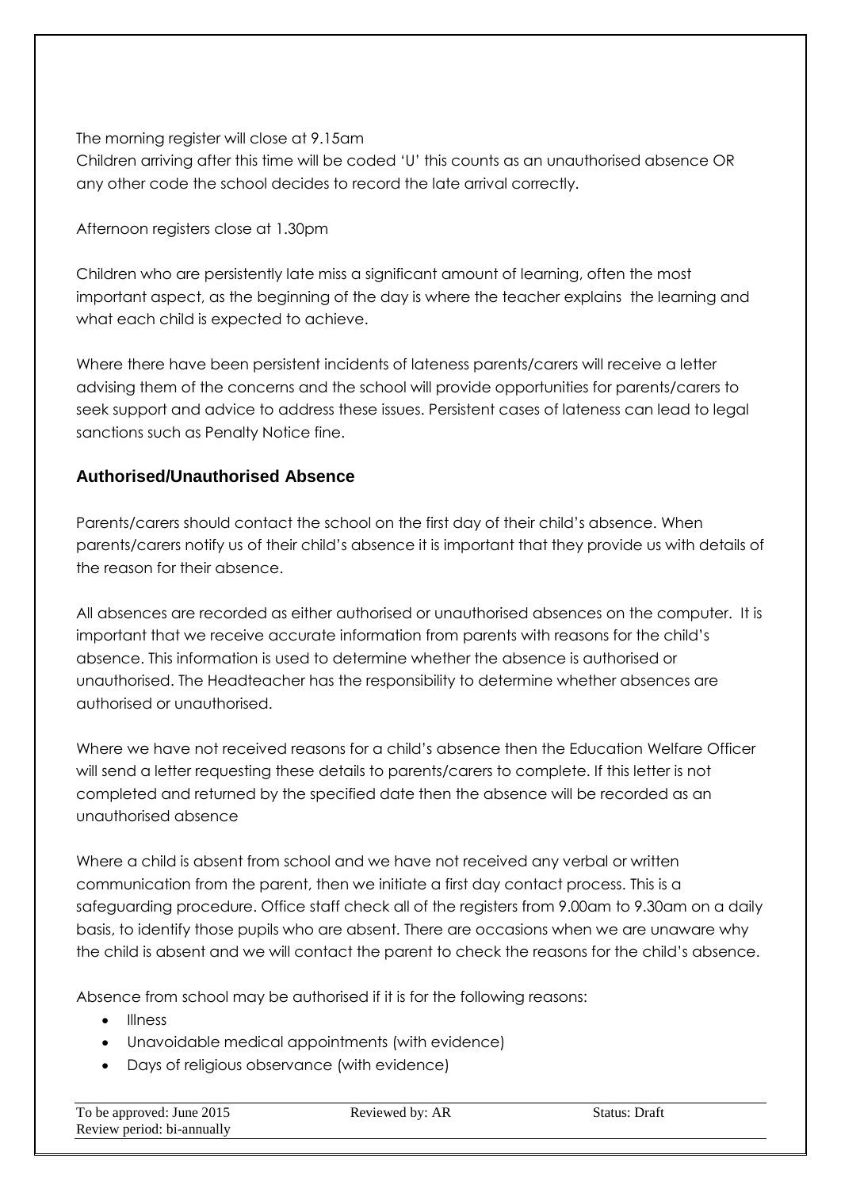The morning register will close at 9.15am
Children arriving after this time will be coded 'U' this counts as an unauthorised absence OR any other code the school decides to record the late arrival correctly.

Afternoon registers close at 1.30pm

Children who are persistently late miss a significant amount of learning, often the most important aspect, as the beginning of the day is where the teacher explains the learning and what each child is expected to achieve.

Where there have been persistent incidents of lateness parents/carers will receive a letter advising them of the concerns and the school will provide opportunities for parents/carers to seek support and advice to address these issues. Persistent cases of lateness can lead to legal sanctions such as Penalty Notice fine.

## Authorised/Unauthorised Absence

Parents/carers should contact the school on the first day of their child's absence. When parents/carers notify us of their child's absence it is important that they provide us with details of the reason for their absence.

All absences are recorded as either authorised or unauthorised absences on the computer. It is important that we receive accurate information from parents with reasons for the child's absence. This information is used to determine whether the absence is authorised or unauthorised. The Headteacher has the responsibility to determine whether absences are authorised or unauthorised.

Where we have not received reasons for a child's absence then the Education Welfare Officer will send a letter requesting these details to parents/carers to complete. If this letter is not completed and returned by the specified date then the absence will be recorded as an unauthorised absence

Where a child is absent from school and we have not received any verbal or written communication from the parent, then we initiate a first day contact process. This is a safeguarding procedure. Office staff check all of the registers from 9.00am to 9.30am on a daily basis, to identify those pupils who are absent. There are occasions when we are unaware why the child is absent and we will contact the parent to check the reasons for the child's absence.

Absence from school may be authorised if it is for the following reasons:

- Illness
- Unavoidable medical appointments (with evidence)
- Days of religious observance (with evidence)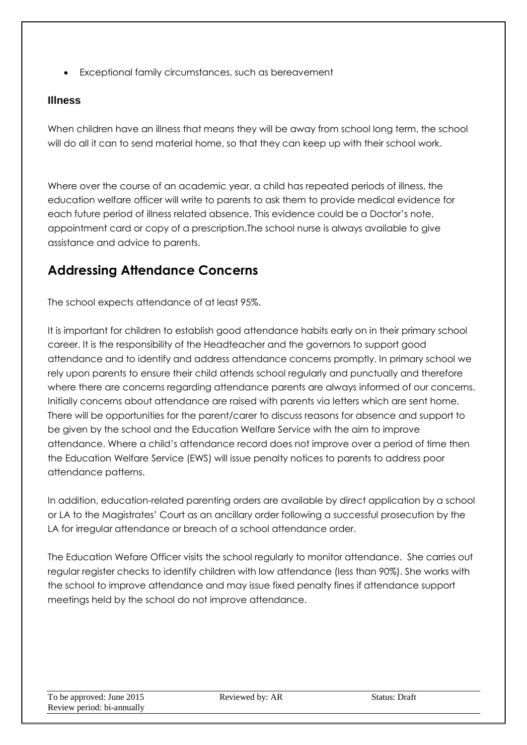- Exceptional family circumstances, such as bereavement

### Illness

When children have an illness that means they will be away from school long term, the school will do all it can to send material home, so that they can keep up with their school work.

Where over the course of an academic year, a child has repeated periods of illness, the education welfare officer will write to parents to ask them to provide medical evidence for each future period of illness related absence. This evidence could be a Doctor's note, appointment card or copy of a prescription.The school nurse is always available to give assistance and advice to parents.

## Addressing Attendance Concerns

The school expects attendance of at least 95%.

It is important for children to establish good attendance habits early on in their primary school career. It is the responsibility of the Headteacher and the governors to support good attendance and to identify and address attendance concerns promptly. In primary school we rely upon parents to ensure their child attends school regularly and punctually and therefore where there are concerns regarding attendance parents are always informed of our concerns. Initially concerns about attendance are raised with parents via letters which are sent home. There will be opportunities for the parent/carer to discuss reasons for absence and support to be given by the school and the Education Welfare Service with the aim to improve attendance. Where a child's attendance record does not improve over a period of time then the Education Welfare Service (EWS) will issue penalty notices to parents to address poor attendance patterns.

In addition, education-related parenting orders are available by direct application by a school or LA to the Magistrates' Court as an ancillary order following a successful prosecution by the LA for irregular attendance or breach of a school attendance order.

The Education Wefare Officer visits the school regularly to monitor attendance. She carries out regular register checks to identify children with low attendance (less than 90%). She works with the school to improve attendance and may issue fixed penalty fines if attendance support meetings held by the school do not improve attendance.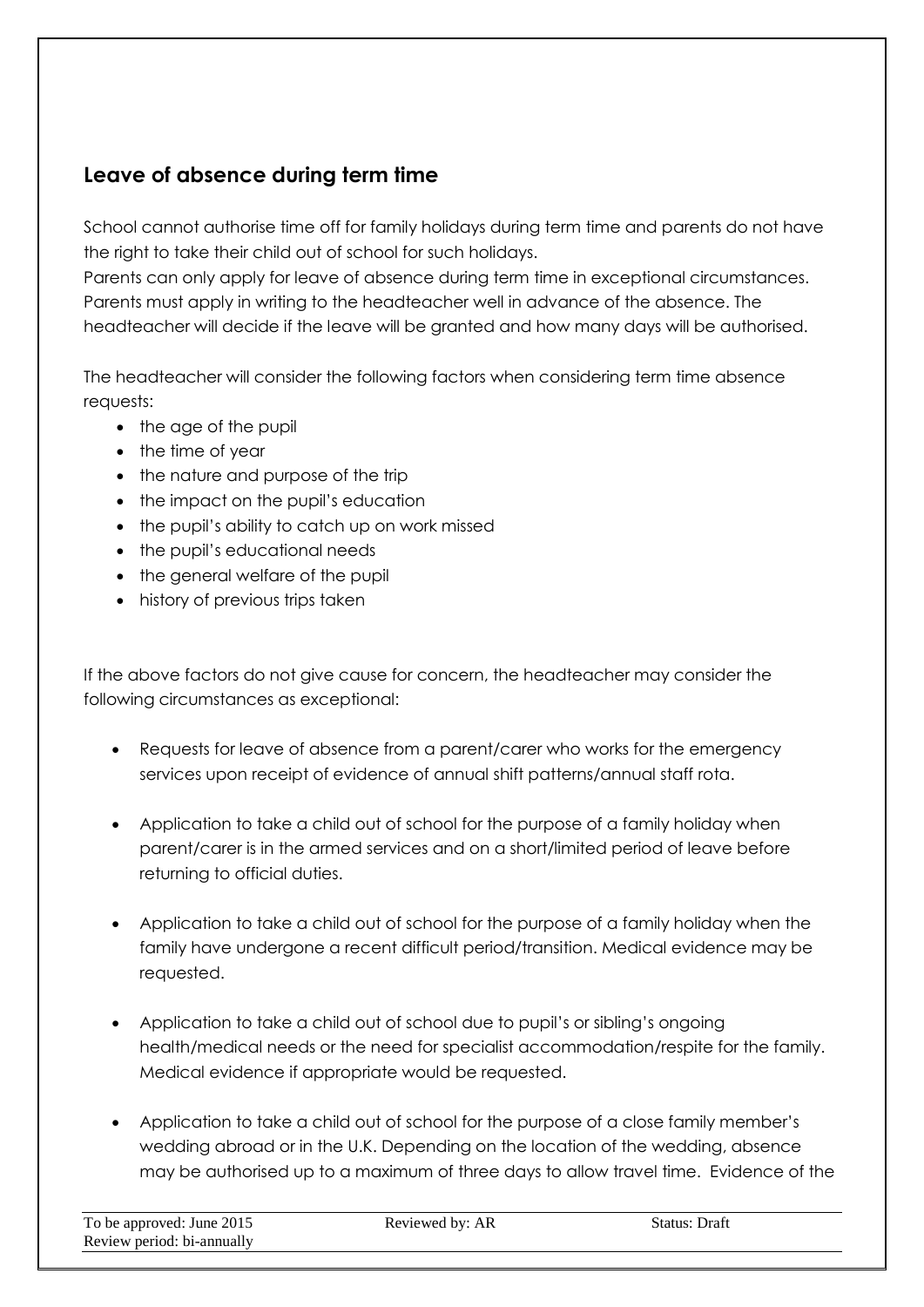## Leave of absence during term time

School cannot authorise time off for family holidays during term time and parents do not have the right to take their child out of school for such holidays.
Parents can only apply for leave of absence during term time in exceptional circumstances. Parents must apply in writing to the headteacher well in advance of the absence. The headteacher will decide if the leave will be granted and how many days will be authorised.

The headteacher will consider the following factors when considering term time absence requests:

- the age of the pupil
- the time of year
- the nature and purpose of the trip
- the impact on the pupil's education
- the pupil's ability to catch up on work missed
- the pupil's educational needs
- the general welfare of the pupil
- history of previous trips taken

If the above factors do not give cause for concern, the headteacher may consider the following circumstances as exceptional:

- Requests for leave of absence from a parent/carer who works for the emergency services upon receipt of evidence of annual shift patterns/annual staff rota.

- Application to take a child out of school for the purpose of a family holiday when parent/carer is in the armed services and on a short/limited period of leave before returning to official duties.

- Application to take a child out of school for the purpose of a family holiday when the family have undergone a recent difficult period/transition. Medical evidence may be requested.

- Application to take a child out of school due to pupil's or sibling's ongoing health/medical needs or the need for specialist accommodation/respite for the family. Medical evidence if appropriate would be requested.

- Application to take a child out of school for the purpose of a close family member's wedding abroad or in the U.K. Depending on the location of the wedding, absence may be authorised up to a maximum of three days to allow travel time. Evidence of the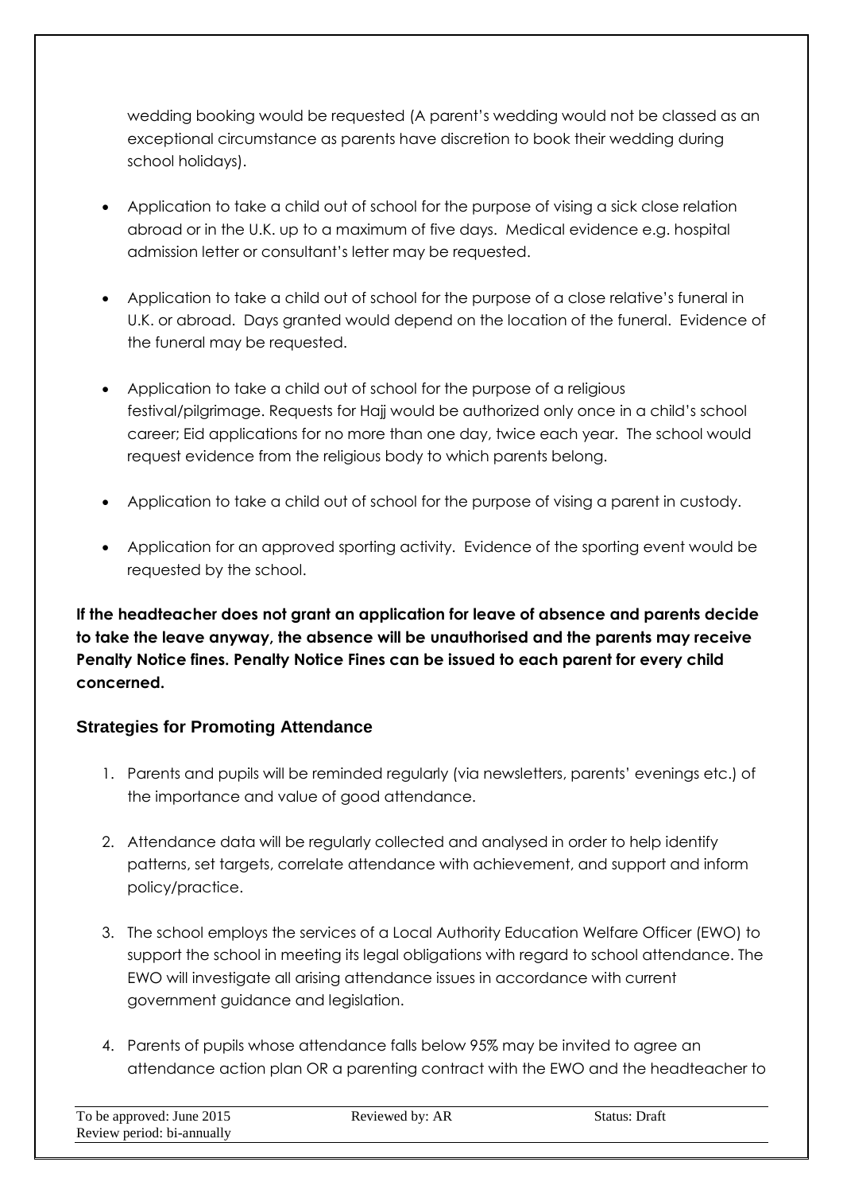wedding booking would be requested (A parent's wedding would not be classed as an exceptional circumstance as parents have discretion to book their wedding during school holidays).

- Application to take a child out of school for the purpose of vising a sick close relation abroad or in the U.K. up to a maximum of five days. Medical evidence e.g. hospital admission letter or consultant's letter may be requested.

- Application to take a child out of school for the purpose of a close relative's funeral in U.K. or abroad. Days granted would depend on the location of the funeral. Evidence of the funeral may be requested.

- Application to take a child out of school for the purpose of a religious festival/pilgrimage. Requests for Hajj would be authorized only once in a child's school career; Eid applications for no more than one day, twice each year. The school would request evidence from the religious body to which parents belong.

- Application to take a child out of school for the purpose of vising a parent in custody.

- Application for an approved sporting activity. Evidence of the sporting event would be requested by the school.

**If the headteacher does not grant an application for leave of absence and parents decide to take the leave anyway, the absence will be unauthorised and the parents may receive Penalty Notice fines. Penalty Notice Fines can be issued to each parent for every child concerned.**

## Strategies for Promoting Attendance

1. Parents and pupils will be reminded regularly (via newsletters, parents' evenings etc.) of the importance and value of good attendance.

2. Attendance data will be regularly collected and analysed in order to help identify patterns, set targets, correlate attendance with achievement, and support and inform policy/practice.

3. The school employs the services of a Local Authority Education Welfare Officer (EWO) to support the school in meeting its legal obligations with regard to school attendance. The EWO will investigate all arising attendance issues in accordance with current government guidance and legislation.

4. Parents of pupils whose attendance falls below 95% may be invited to agree an attendance action plan OR a parenting contract with the EWO and the headteacher to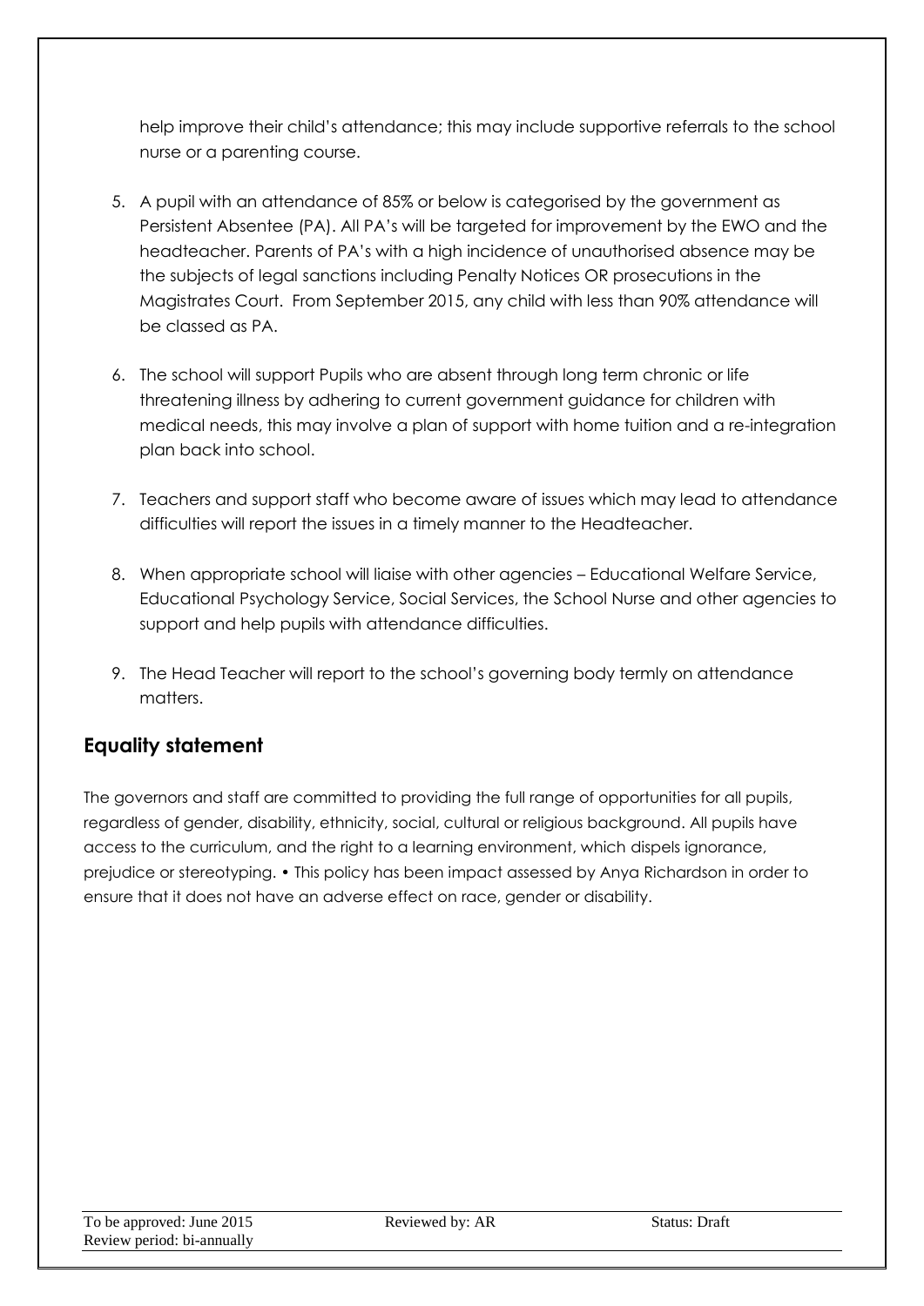help improve their child's attendance; this may include supportive referrals to the school nurse or a parenting course.

5. A pupil with an attendance of 85% or below is categorised by the government as Persistent Absentee (PA). All PA's will be targeted for improvement by the EWO and the headteacher. Parents of PA's with a high incidence of unauthorised absence may be the subjects of legal sanctions including Penalty Notices OR prosecutions in the Magistrates Court. From September 2015, any child with less than 90% attendance will be classed as PA.

6. The school will support Pupils who are absent through long term chronic or life threatening illness by adhering to current government guidance for children with medical needs, this may involve a plan of support with home tuition and a re-integration plan back into school.

7. Teachers and support staff who become aware of issues which may lead to attendance difficulties will report the issues in a timely manner to the Headteacher.

8. When appropriate school will liaise with other agencies – Educational Welfare Service, Educational Psychology Service, Social Services, the School Nurse and other agencies to support and help pupils with attendance difficulties.

9. The Head Teacher will report to the school's governing body termly on attendance matters.

## Equality statement

The governors and staff are committed to providing the full range of opportunities for all pupils, regardless of gender, disability, ethnicity, social, cultural or religious background. All pupils have access to the curriculum, and the right to a learning environment, which dispels ignorance, prejudice or stereotyping. • This policy has been impact assessed by Anya Richardson in order to ensure that it does not have an adverse effect on race, gender or disability.

| | | |
|---|---|---|
| To be approved: June 2015 | Reviewed by: AR | Status: Draft |
| Review period: bi-annually | | |